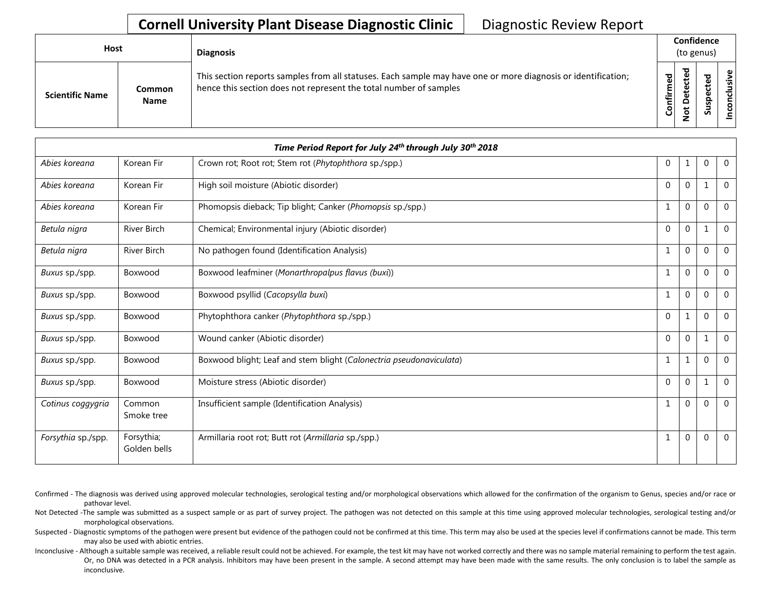# Cornell University Plant Disease Diagnostic Clinic

Diagnostic Review Report

| Host | | Diagnosis | Confidence (to genus) | | | |
|---|---|---|---|---|---|---|
| Scientific Name | Common Name | This section reports samples from all statuses. Each sample may have one or more diagnosis or identification; hence this section does not represent the total number of samples | Confirmed | Not Detected | Suspected | Inconclusive |
| ***Time Period Report for July 24th through July 30th 2018*** | | | | | | |
| *Abies koreana* | Korean Fir | Crown rot; Root rot; Stem rot (*Phytophthora* sp./spp.) | 0 | 1 | 0 | 0 |
| *Abies koreana* | Korean Fir | High soil moisture (Abiotic disorder) | 0 | 0 | 1 | 0 |
| *Abies koreana* | Korean Fir | Phomopsis dieback; Tip blight; Canker (*Phomopsis* sp./spp.) | 1 | 0 | 0 | 0 |
| *Betula nigra* | River Birch | Chemical; Environmental injury (Abiotic disorder) | 0 | 0 | 1 | 0 |
| *Betula nigra* | River Birch | No pathogen found (Identification Analysis) | 1 | 0 | 0 | 0 |
| *Buxus* sp./spp. | Boxwood | Boxwood leafminer (*Monarthropalpus flavus (buxi)*) | 1 | 0 | 0 | 0 |
| *Buxus* sp./spp. | Boxwood | Boxwood psyllid (*Cacopsylla buxi*) | 1 | 0 | 0 | 0 |
| *Buxus* sp./spp. | Boxwood | Phytophthora canker (*Phytophthora* sp./spp.) | 0 | 1 | 0 | 0 |
| *Buxus* sp./spp. | Boxwood | Wound canker (Abiotic disorder) | 0 | 0 | 1 | 0 |
| *Buxus* sp./spp. | Boxwood | Boxwood blight; Leaf and stem blight (*Calonectria pseudonaviculata*) | 1 | 1 | 0 | 0 |
| *Buxus* sp./spp. | Boxwood | Moisture stress (Abiotic disorder) | 0 | 0 | 1 | 0 |
| *Cotinus coggygria* | Common Smoke tree | Insufficient sample (Identification Analysis) | 1 | 0 | 0 | 0 |
| *Forsythia* sp./spp. | Forsythia; Golden bells | Armillaria root rot; Butt rot (*Armillaria* sp./spp.) | 1 | 0 | 0 | 0 |

Confirmed - The diagnosis was derived using approved molecular technologies, serological testing and/or morphological observations which allowed for the confirmation of the organism to Genus, species and/or race or pathovar level.

Not Detected -The sample was submitted as a suspect sample or as part of survey project. The pathogen was not detected on this sample at this time using approved molecular technologies, serological testing and/or morphological observations.

Suspected - Diagnostic symptoms of the pathogen were present but evidence of the pathogen could not be confirmed at this time. This term may also be used at the species level if confirmations cannot be made. This term may also be used with abiotic entries.

Inconclusive - Although a suitable sample was received, a reliable result could not be achieved. For example, the test kit may have not worked correctly and there was no sample material remaining to perform the test again. Or, no DNA was detected in a PCR analysis. Inhibitors may have been present in the sample. A second attempt may have been made with the same results. The only conclusion is to label the sample as inconclusive.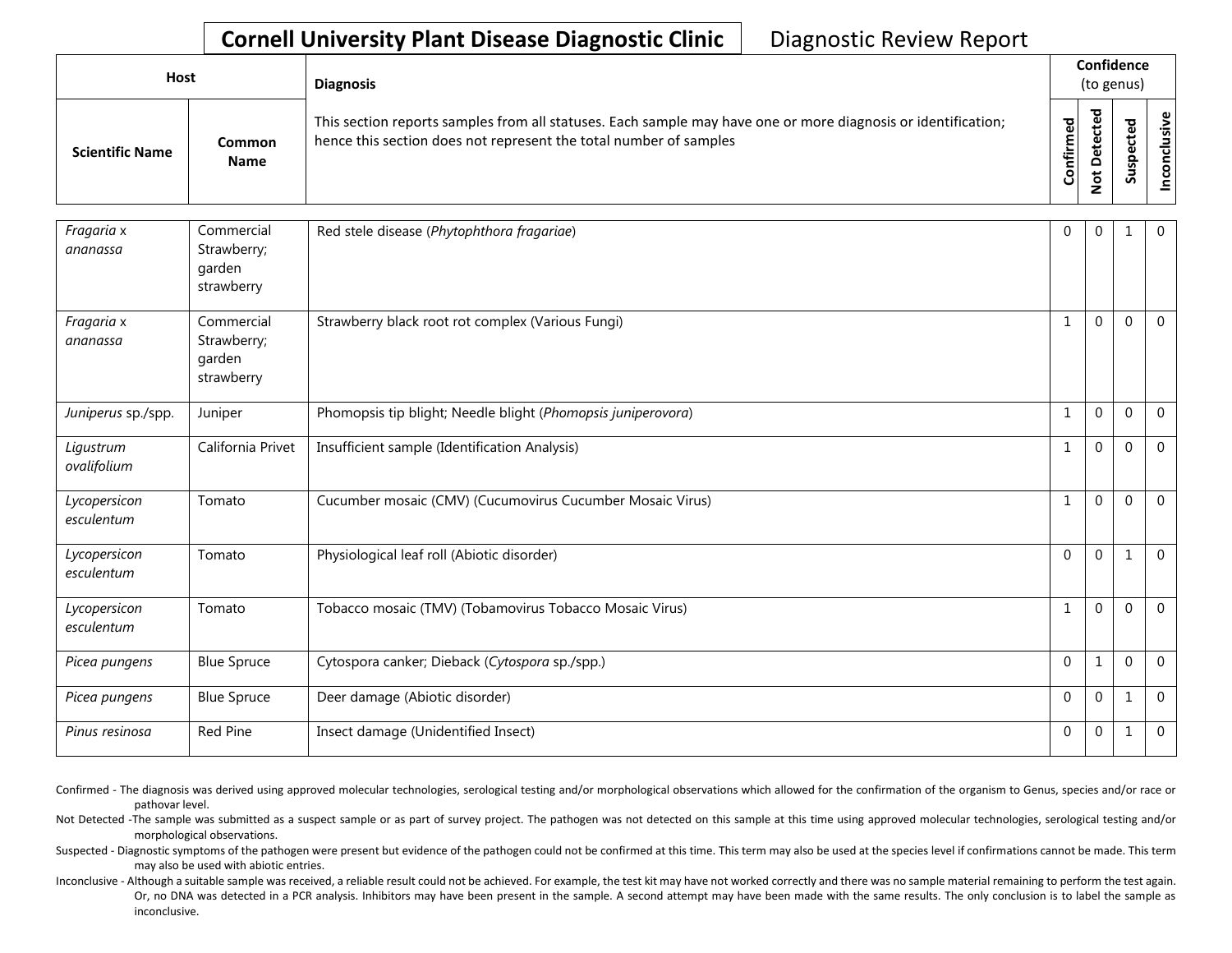# Cornell University Plant Disease Diagnostic Clinic

Diagnostic Review Report

| Host | | Diagnosis | Confidence (to genus) | | | |
|---|---|---|---|---|---|---|
| Scientific Name | Common Name | This section reports samples from all statuses. Each sample may have one or more diagnosis or identification; hence this section does not represent the total number of samples | Confirmed | Not Detected | Suspected | Inconclusive |
| *Fragaria* x *ananassa* | Commercial Strawberry; garden strawberry | Red stele disease (*Phytophthora fragariae*) | 0 | 0 | 1 | 0 |
| *Fragaria* x *ananassa* | Commercial Strawberry; garden strawberry | Strawberry black root rot complex (Various Fungi) | 1 | 0 | 0 | 0 |
| *Juniperus* sp./spp. | Juniper | Phomopsis tip blight; Needle blight (*Phomopsis juniperovora*) | 1 | 0 | 0 | 0 |
| *Ligustrum ovalifolium* | California Privet | Insufficient sample (Identification Analysis) | 1 | 0 | 0 | 0 |
| *Lycopersicon esculentum* | Tomato | Cucumber mosaic (CMV) (Cucumovirus Cucumber Mosaic Virus) | 1 | 0 | 0 | 0 |
| *Lycopersicon esculentum* | Tomato | Physiological leaf roll (Abiotic disorder) | 0 | 0 | 1 | 0 |
| *Lycopersicon esculentum* | Tomato | Tobacco mosaic (TMV) (Tobamovirus Tobacco Mosaic Virus) | 1 | 0 | 0 | 0 |
| *Picea pungens* | Blue Spruce | Cytospora canker; Dieback (*Cytospora* sp./spp.) | 0 | 1 | 0 | 0 |
| *Picea pungens* | Blue Spruce | Deer damage (Abiotic disorder) | 0 | 0 | 1 | 0 |
| *Pinus resinosa* | Red Pine | Insect damage (Unidentified Insect) | 0 | 0 | 1 | 0 |

Confirmed - The diagnosis was derived using approved molecular technologies, serological testing and/or morphological observations which allowed for the confirmation of the organism to Genus, species and/or race or pathovar level.

Not Detected -The sample was submitted as a suspect sample or as part of survey project. The pathogen was not detected on this sample at this time using approved molecular technologies, serological testing and/or morphological observations.

Suspected - Diagnostic symptoms of the pathogen were present but evidence of the pathogen could not be confirmed at this time. This term may also be used at the species level if confirmations cannot be made. This term may also be used with abiotic entries.

Inconclusive - Although a suitable sample was received, a reliable result could not be achieved. For example, the test kit may have not worked correctly and there was no sample material remaining to perform the test again. Or, no DNA was detected in a PCR analysis. Inhibitors may have been present in the sample. A second attempt may have been made with the same results. The only conclusion is to label the sample as inconclusive.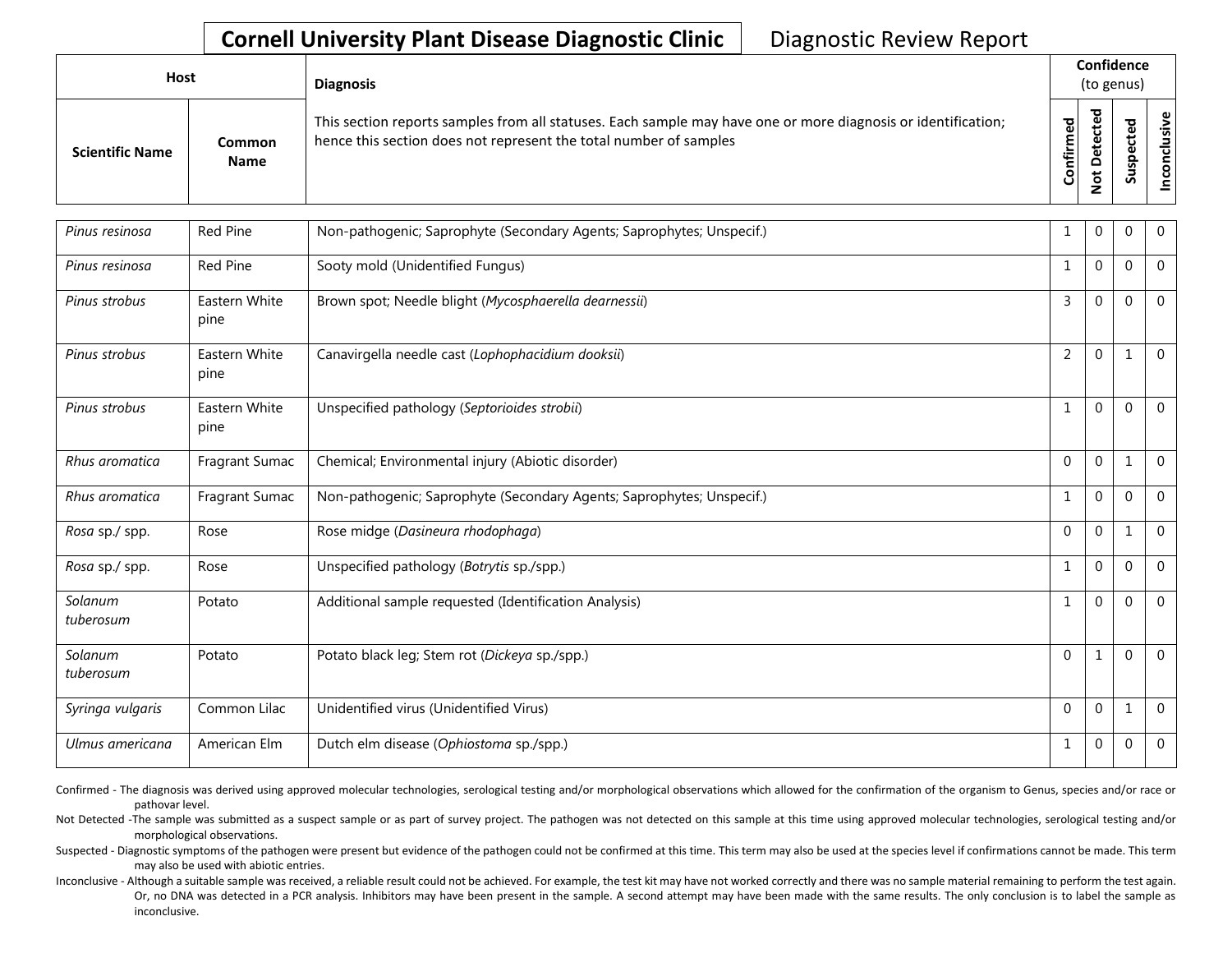# Cornell University Plant Disease Diagnostic Clinic

Diagnostic Review Report

| Host | | Diagnosis | Confidence (to genus) | | | |
|---|---|---|---|---|---|---|
| Scientific Name | Common Name | This section reports samples from all statuses. Each sample may have one or more diagnosis or identification; hence this section does not represent the total number of samples | Confirmed | Not Detected | Suspected | Inconclusive |
| *Pinus resinosa* | Red Pine | Non-pathogenic; Saprophyte (Secondary Agents; Saprophytes; Unspecif.) | 1 | 0 | 0 | 0 |
| *Pinus resinosa* | Red Pine | Sooty mold (Unidentified Fungus) | 1 | 0 | 0 | 0 |
| *Pinus strobus* | Eastern White pine | Brown spot; Needle blight (*Mycosphaerella dearnessii*) | 3 | 0 | 0 | 0 |
| *Pinus strobus* | Eastern White pine | Canavirgella needle cast (*Lophophacidium dooksii*) | 2 | 0 | 1 | 0 |
| *Pinus strobus* | Eastern White pine | Unspecified pathology (*Septorioides strobii*) | 1 | 0 | 0 | 0 |
| *Rhus aromatica* | Fragrant Sumac | Chemical; Environmental injury (Abiotic disorder) | 0 | 0 | 1 | 0 |
| *Rhus aromatica* | Fragrant Sumac | Non-pathogenic; Saprophyte (Secondary Agents; Saprophytes; Unspecif.) | 1 | 0 | 0 | 0 |
| *Rosa* sp./ spp. | Rose | Rose midge (*Dasineura rhodophaga*) | 0 | 0 | 1 | 0 |
| *Rosa* sp./ spp. | Rose | Unspecified pathology (*Botrytis* sp./spp.) | 1 | 0 | 0 | 0 |
| *Solanum tuberosum* | Potato | Additional sample requested (Identification Analysis) | 1 | 0 | 0 | 0 |
| *Solanum tuberosum* | Potato | Potato black leg; Stem rot (*Dickeya* sp./spp.) | 0 | 1 | 0 | 0 |
| *Syringa vulgaris* | Common Lilac | Unidentified virus (Unidentified Virus) | 0 | 0 | 1 | 0 |
| *Ulmus americana* | American Elm | Dutch elm disease (*Ophiostoma* sp./spp.) | 1 | 0 | 0 | 0 |

Confirmed - The diagnosis was derived using approved molecular technologies, serological testing and/or morphological observations which allowed for the confirmation of the organism to Genus, species and/or race or pathovar level.

Not Detected -The sample was submitted as a suspect sample or as part of survey project. The pathogen was not detected on this sample at this time using approved molecular technologies, serological testing and/or morphological observations.

Suspected - Diagnostic symptoms of the pathogen were present but evidence of the pathogen could not be confirmed at this time. This term may also be used at the species level if confirmations cannot be made. This term may also be used with abiotic entries.

Inconclusive - Although a suitable sample was received, a reliable result could not be achieved. For example, the test kit may have not worked correctly and there was no sample material remaining to perform the test again. Or, no DNA was detected in a PCR analysis. Inhibitors may have been present in the sample. A second attempt may have been made with the same results. The only conclusion is to label the sample as inconclusive.